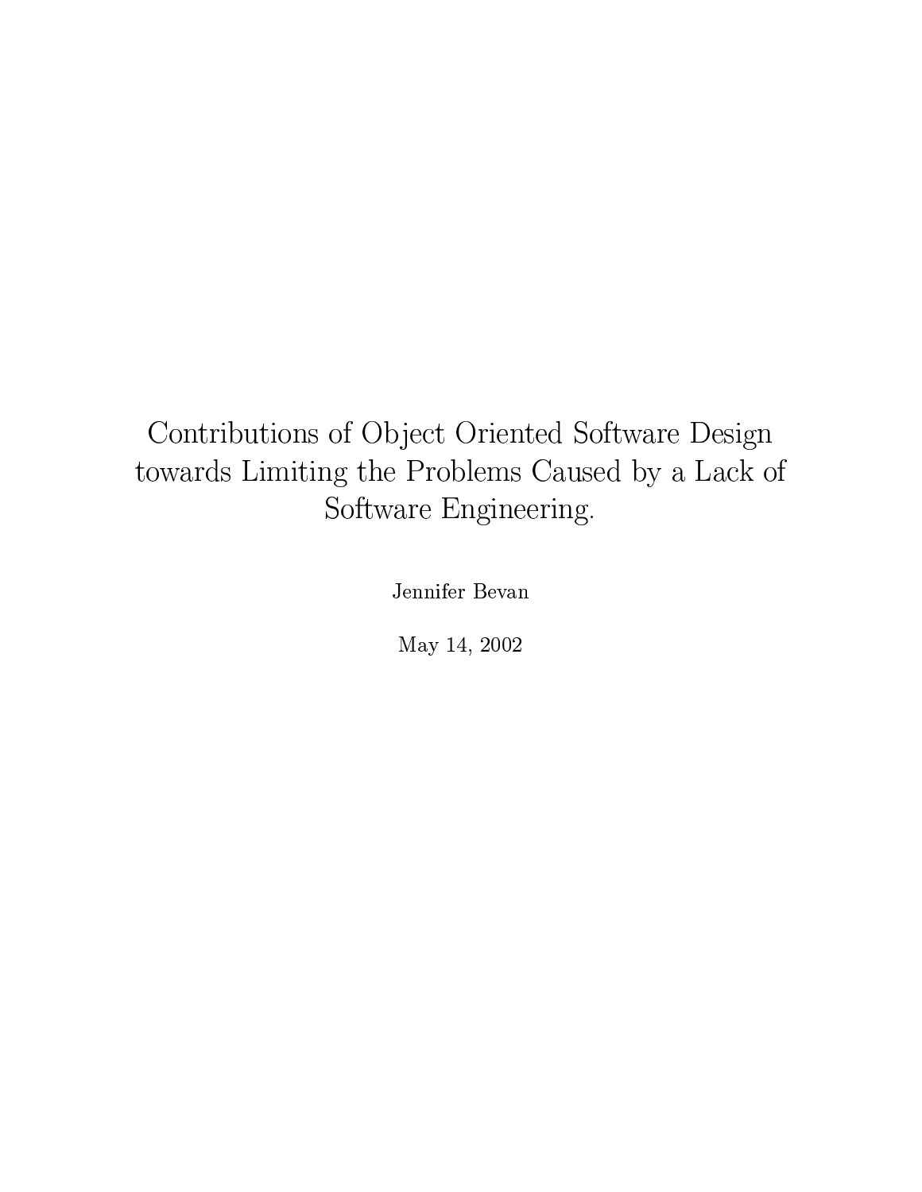# Contributions of Object Oriented Software Design towards Limiting the Problems Caused by a Lack of Software Engineering.

Jennifer Bevan

May 14, 2002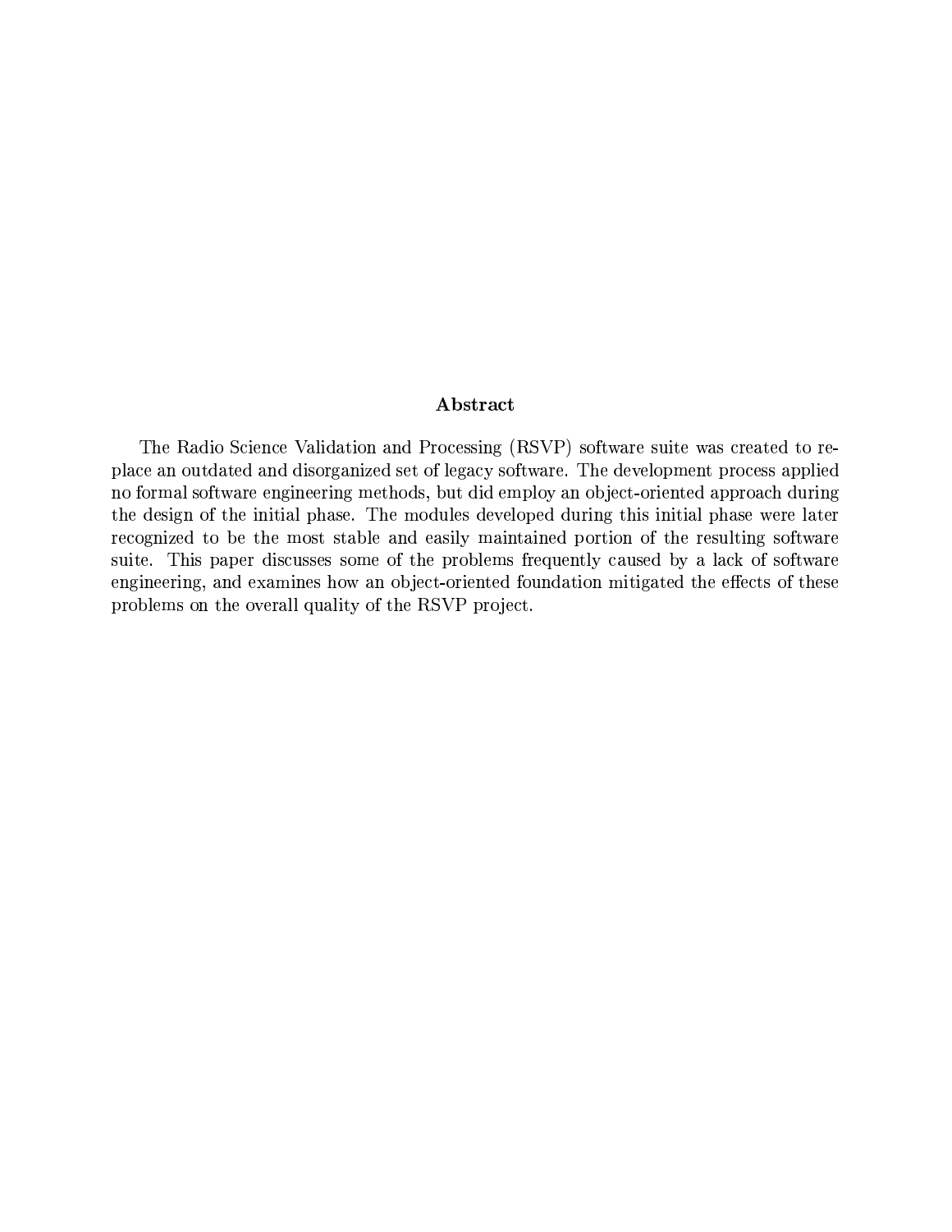## Abstract

The Radio Science Validation and Processing (RSVP) software suite was created to replace an outdated and disorganized set of legacy software. The development process applied no formal software engineering methods, but did employ an object-oriented approach during the design of the initial phase. The modules developed during this initial phase were later recognized to be the most stable and easily maintained portion of the resulting software suite. This paper discusses some of the problems frequently caused by a lack of software engineering, and examines how an object-oriented foundation mitigated the effects of these problems on the overall quality of the RSVP project.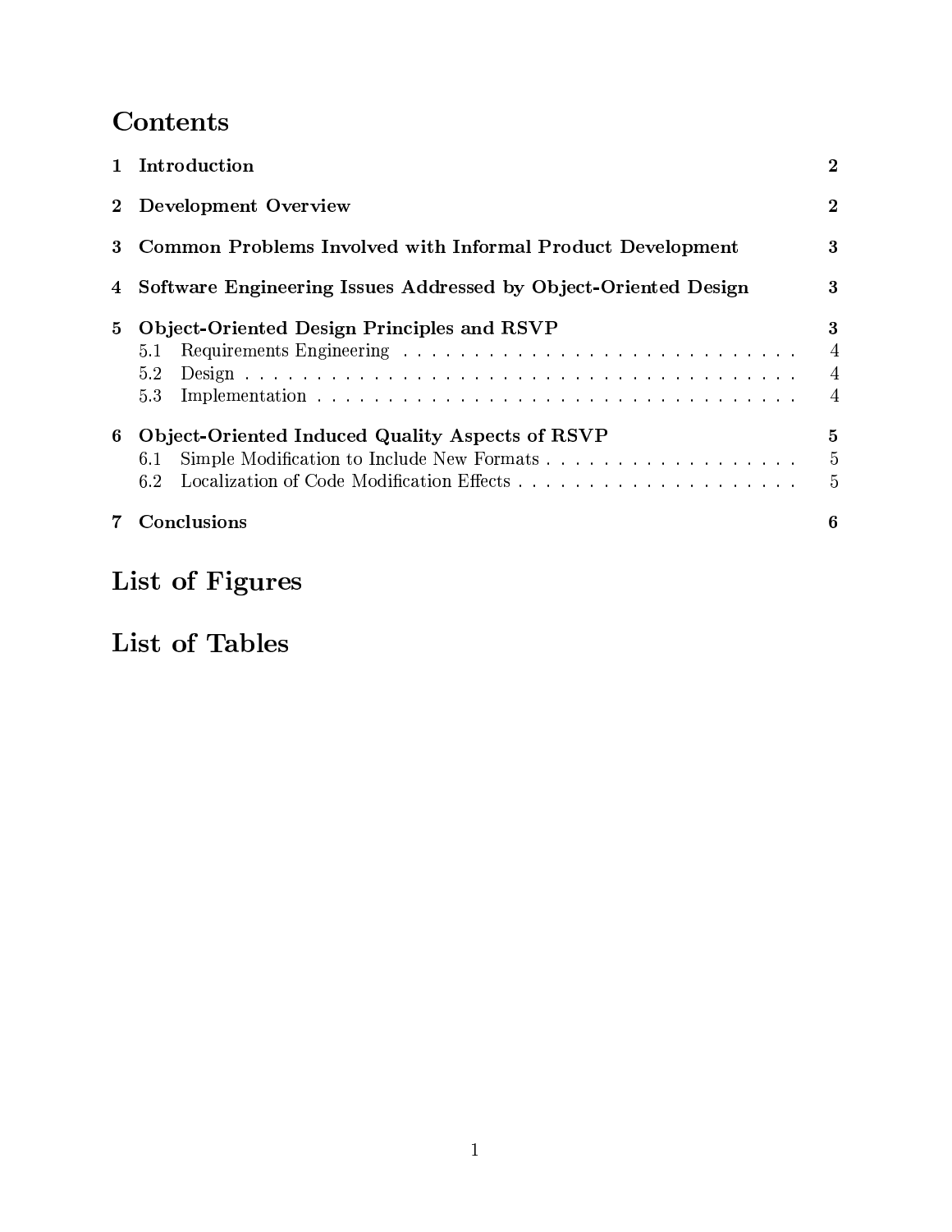# Contents

**1 Introduction** **2**

**2 Development Overview** **2**

**3 Common Problems Involved with Informal Product Development** **3**

**4 Software Engineering Issues Addressed by Object-Oriented Design** **3**

**5 Object-Oriented Design Principles and RSVP** **3**

- 5.1 Requirements Engineering . . . . . . . . . . . . . . . . . . . . . . . . . . . . . 4
- 5.2 Design . . . . . . . . . . . . . . . . . . . . . . . . . . . . . . . . . . . . . . . 4
- 5.3 Implementation . . . . . . . . . . . . . . . . . . . . . . . . . . . . . . . . . . 4

**6 Object-Oriented Induced Quality Aspects of RSVP** **5**

- 6.1 Simple Modification to Include New Formats . . . . . . . . . . . . . . . . . . . 5
- 6.2 Localization of Code Modification Effects . . . . . . . . . . . . . . . . . . . . . 5

**7 Conclusions** **6**

# List of Figures

# List of Tables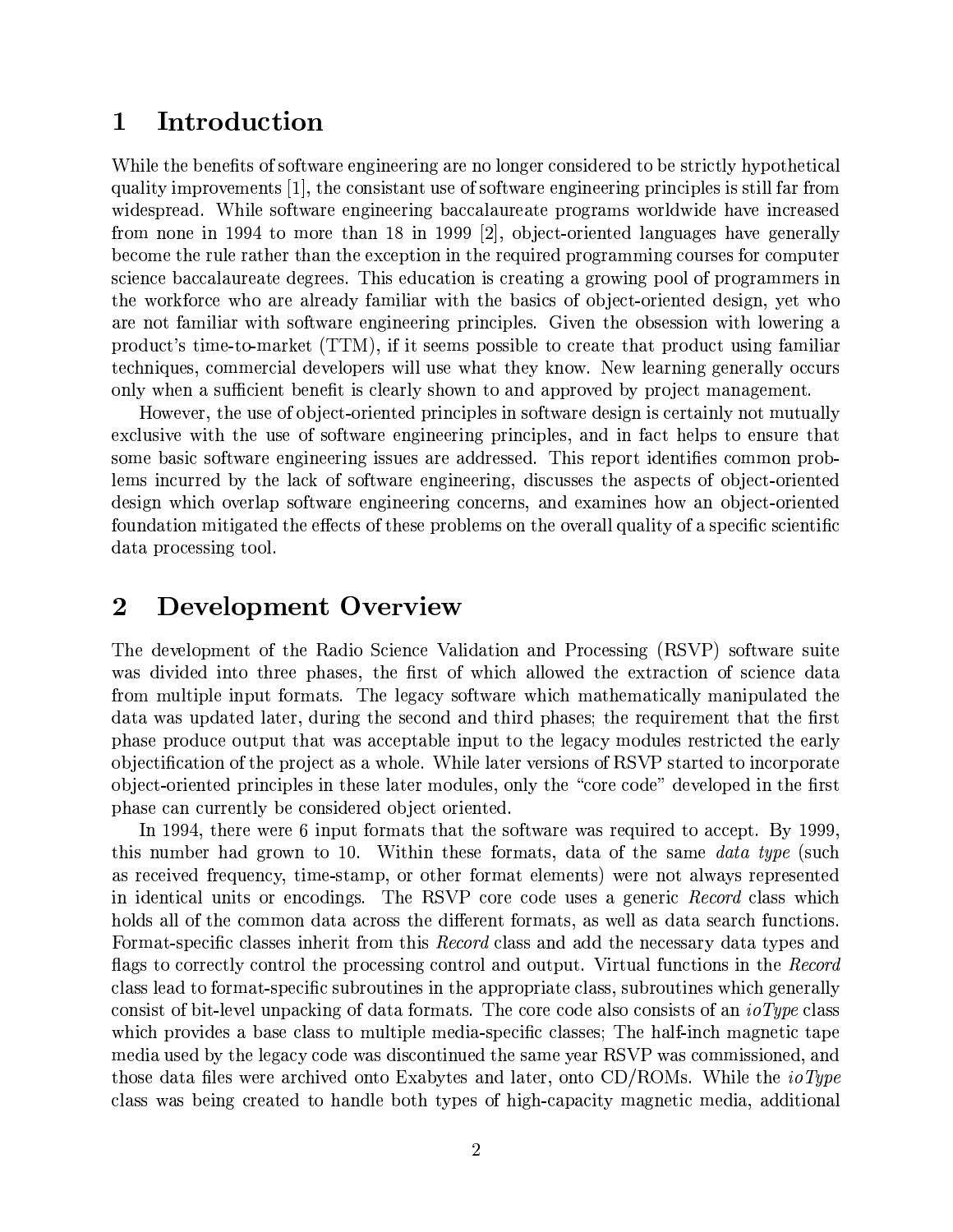# 1 Introduction

While the benefits of software engineering are no longer considered to be strictly hypothetical quality improvements [1], the consistant use of software engineering principles is still far from widespread. While software engineering baccalaureate programs worldwide have increased from none in 1994 to more than 18 in 1999 [2], object-oriented languages have generally become the rule rather than the exception in the required programming courses for computer science baccalaureate degrees. This education is creating a growing pool of programmers in the workforce who are already familiar with the basics of object-oriented design, yet who are not familiar with software engineering principles. Given the obsession with lowering a product's time-to-market (TTM), if it seems possible to create that product using familiar techniques, commercial developers will use what they know. New learning generally occurs only when a sufficient benefit is clearly shown to and approved by project management.

However, the use of object-oriented principles in software design is certainly not mutually exclusive with the use of software engineering principles, and in fact helps to ensure that some basic software engineering issues are addressed. This report identifies common problems incurred by the lack of software engineering, discusses the aspects of object-oriented design which overlap software engineering concerns, and examines how an object-oriented foundation mitigated the effects of these problems on the overall quality of a specific scientific data processing tool.

# 2 Development Overview

The development of the Radio Science Validation and Processing (RSVP) software suite was divided into three phases, the first of which allowed the extraction of science data from multiple input formats. The legacy software which mathematically manipulated the data was updated later, during the second and third phases; the requirement that the first phase produce output that was acceptable input to the legacy modules restricted the early objectification of the project as a whole. While later versions of RSVP started to incorporate object-oriented principles in these later modules, only the "core code" developed in the first phase can currently be considered object oriented.

In 1994, there were 6 input formats that the software was required to accept. By 1999, this number had grown to 10. Within these formats, data of the same *data type* (such as received frequency, time-stamp, or other format elements) were not always represented in identical units or encodings. The RSVP core code uses a generic *Record* class which holds all of the common data across the different formats, as well as data search functions. Format-specific classes inherit from this *Record* class and add the necessary data types and flags to correctly control the processing control and output. Virtual functions in the *Record* class lead to format-specific subroutines in the appropriate class, subroutines which generally consist of bit-level unpacking of data formats. The core code also consists of an *ioType* class which provides a base class to multiple media-specific classes; The half-inch magnetic tape media used by the legacy code was discontinued the same year RSVP was commissioned, and those data files were archived onto Exabytes and later, onto CD/ROMs. While the *ioType* class was being created to handle both types of high-capacity magnetic media, additional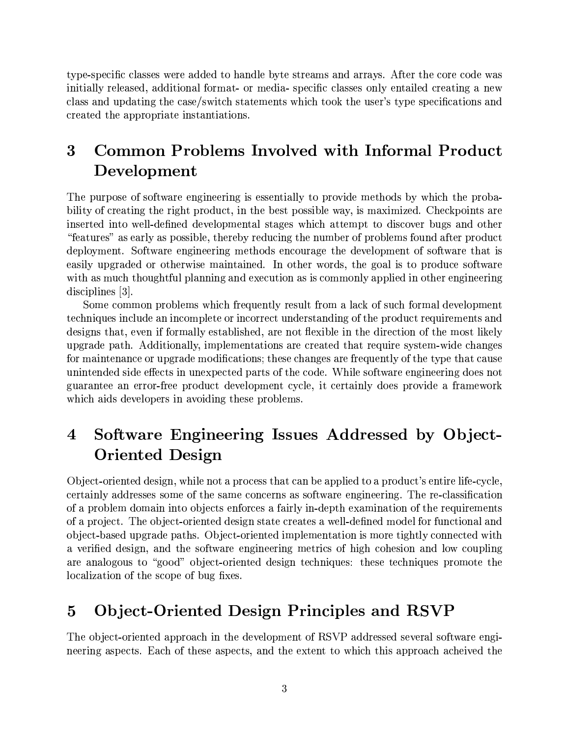type-specific classes were added to handle byte streams and arrays. After the core code was initially released, additional format- or media- specific classes only entailed creating a new class and updating the case/switch statements which took the user's type specifications and created the appropriate instantiations.

## 3 Common Problems Involved with Informal Product Development

The purpose of software engineering is essentially to provide methods by which the probability of creating the right product, in the best possible way, is maximized. Checkpoints are inserted into well-defined developmental stages which attempt to discover bugs and other "features" as early as possible, thereby reducing the number of problems found after product deployment. Software engineering methods encourage the development of software that is easily upgraded or otherwise maintained. In other words, the goal is to produce software with as much thoughtful planning and execution as is commonly applied in other engineering disciplines [3].

Some common problems which frequently result from a lack of such formal development techniques include an incomplete or incorrect understanding of the product requirements and designs that, even if formally established, are not flexible in the direction of the most likely upgrade path. Additionally, implementations are created that require system-wide changes for maintenance or upgrade modifications; these changes are frequently of the type that cause unintended side effects in unexpected parts of the code. While software engineering does not guarantee an error-free product development cycle, it certainly does provide a framework which aids developers in avoiding these problems.

## 4 Software Engineering Issues Addressed by Object-Oriented Design

Object-oriented design, while not a process that can be applied to a product's entire life-cycle, certainly addresses some of the same concerns as software engineering. The re-classification of a problem domain into objects enforces a fairly in-depth examination of the requirements of a project. The object-oriented design state creates a well-defined model for functional and object-based upgrade paths. Object-oriented implementation is more tightly connected with a verified design, and the software engineering metrics of high cohesion and low coupling are analogous to "good" object-oriented design techniques: these techniques promote the localization of the scope of bug fixes.

## 5 Object-Oriented Design Principles and RSVP

The object-oriented approach in the development of RSVP addressed several software engineering aspects. Each of these aspects, and the extent to which this approach acheived the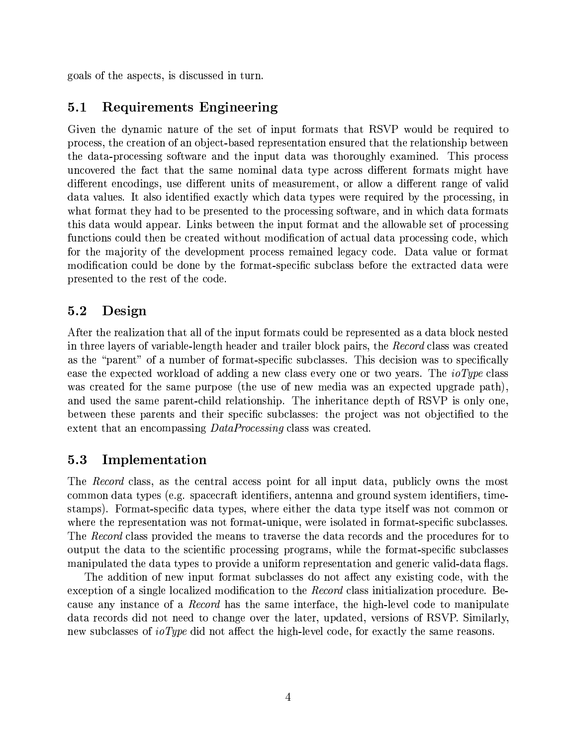goals of the aspects, is discussed in turn.

## 5.1 Requirements Engineering

Given the dynamic nature of the set of input formats that RSVP would be required to process, the creation of an object-based representation ensured that the relationship between the data-processing software and the input data was thoroughly examined. This process uncovered the fact that the same nominal data type across different formats might have different encodings, use different units of measurement, or allow a different range of valid data values. It also identified exactly which data types were required by the processing, in what format they had to be presented to the processing software, and in which data formats this data would appear. Links between the input format and the allowable set of processing functions could then be created without modification of actual data processing code, which for the majority of the development process remained legacy code. Data value or format modification could be done by the format-specific subclass before the extracted data were presented to the rest of the code.

## 5.2 Design

After the realization that all of the input formats could be represented as a data block nested in three layers of variable-length header and trailer block pairs, the *Record* class was created as the "parent" of a number of format-specific subclasses. This decision was to specifically ease the expected workload of adding a new class every one or two years. The *ioType* class was created for the same purpose (the use of new media was an expected upgrade path), and used the same parent-child relationship. The inheritance depth of RSVP is only one, between these parents and their specific subclasses: the project was not objectified to the extent that an encompassing *DataProcessing* class was created.

## 5.3 Implementation

The *Record* class, as the central access point for all input data, publicly owns the most common data types (e.g. spacecraft identifiers, antenna and ground system identifiers, time-stamps). Format-specific data types, where either the data type itself was not common or where the representation was not format-unique, were isolated in format-specific subclasses. The *Record* class provided the means to traverse the data records and the procedures for to output the data to the scientific processing programs, while the format-specific subclasses manipulated the data types to provide a uniform representation and generic valid-data flags.

The addition of new input format subclasses do not affect any existing code, with the exception of a single localized modification to the *Record* class initialization procedure. Because any instance of a *Record* has the same interface, the high-level code to manipulate data records did not need to change over the later, updated, versions of RSVP. Similarly, new subclasses of *ioType* did not affect the high-level code, for exactly the same reasons.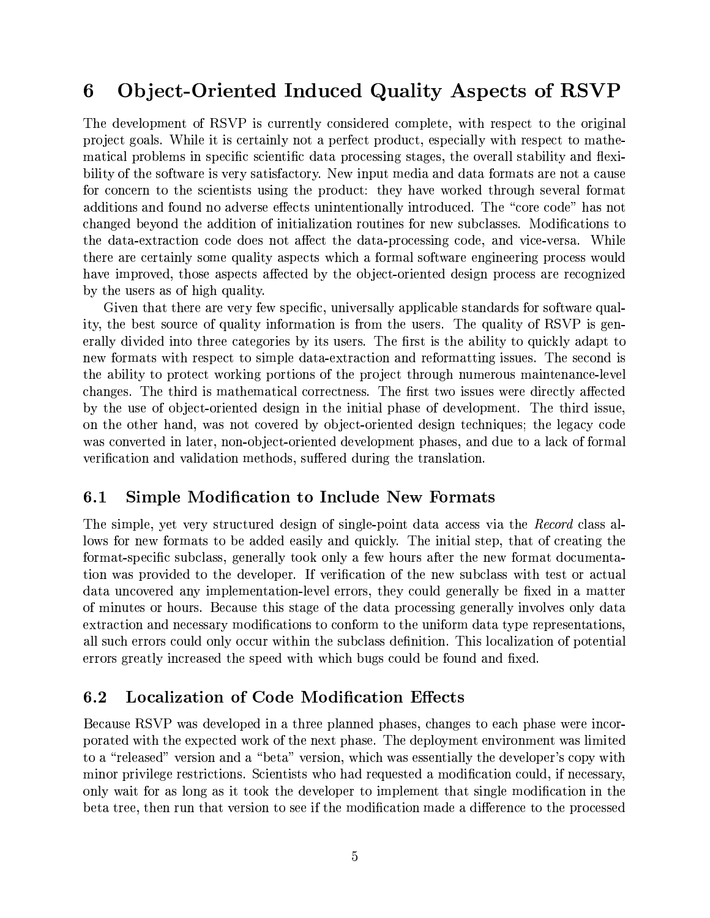# 6 Object-Oriented Induced Quality Aspects of RSVP

The development of RSVP is currently considered complete, with respect to the original project goals. While it is certainly not a perfect product, especially with respect to mathematical problems in specific scientific data processing stages, the overall stability and flexibility of the software is very satisfactory. New input media and data formats are not a cause for concern to the scientists using the product: they have worked through several format additions and found no adverse effects unintentionally introduced. The "core code" has not changed beyond the addition of initialization routines for new subclasses. Modifications to the data-extraction code does not affect the data-processing code, and vice-versa. While there are certainly some quality aspects which a formal software engineering process would have improved, those aspects affected by the object-oriented design process are recognized by the users as of high quality.

Given that there are very few specific, universally applicable standards for software quality, the best source of quality information is from the users. The quality of RSVP is generally divided into three categories by its users. The first is the ability to quickly adapt to new formats with respect to simple data-extraction and reformatting issues. The second is the ability to protect working portions of the project through numerous maintenance-level changes. The third is mathematical correctness. The first two issues were directly affected by the use of object-oriented design in the initial phase of development. The third issue, on the other hand, was not covered by object-oriented design techniques; the legacy code was converted in later, non-object-oriented development phases, and due to a lack of formal verification and validation methods, suffered during the translation.

## 6.1 Simple Modification to Include New Formats

The simple, yet very structured design of single-point data access via the *Record* class allows for new formats to be added easily and quickly. The initial step, that of creating the format-specific subclass, generally took only a few hours after the new format documentation was provided to the developer. If verification of the new subclass with test or actual data uncovered any implementation-level errors, they could generally be fixed in a matter of minutes or hours. Because this stage of the data processing generally involves only data extraction and necessary modifications to conform to the uniform data type representations, all such errors could only occur within the subclass definition. This localization of potential errors greatly increased the speed with which bugs could be found and fixed.

## 6.2 Localization of Code Modification Effects

Because RSVP was developed in a three planned phases, changes to each phase were incorporated with the expected work of the next phase. The deployment environment was limited to a "released" version and a "beta" version, which was essentially the developer's copy with minor privilege restrictions. Scientists who had requested a modification could, if necessary, only wait for as long as it took the developer to implement that single modification in the beta tree, then run that version to see if the modification made a difference to the processed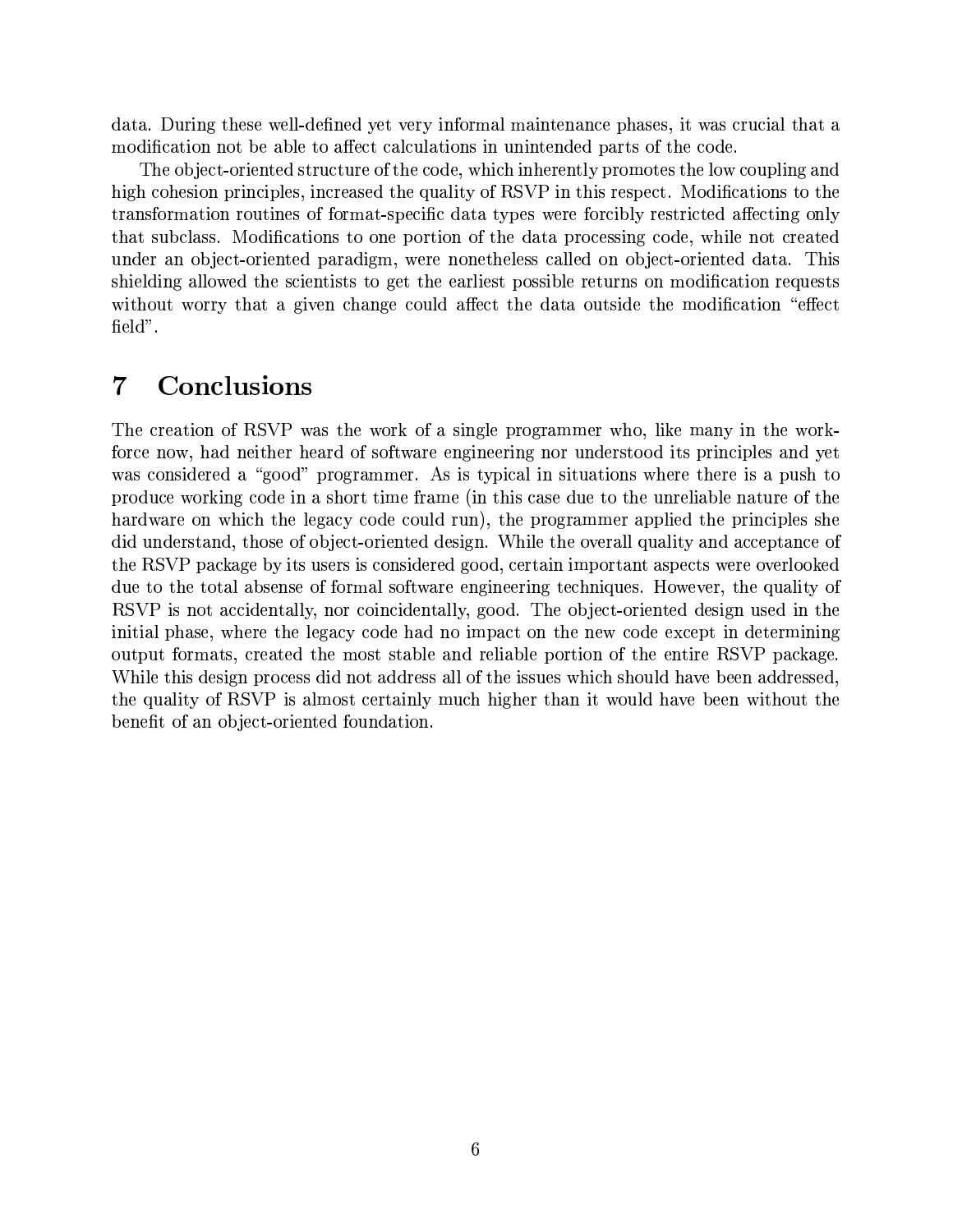data. During these well-defined yet very informal maintenance phases, it was crucial that a modification not be able to affect calculations in unintended parts of the code.

The object-oriented structure of the code, which inherently promotes the low coupling and high cohesion principles, increased the quality of RSVP in this respect. Modifications to the transformation routines of format-specific data types were forcibly restricted affecting only that subclass. Modifications to one portion of the data processing code, while not created under an object-oriented paradigm, were nonetheless called on object-oriented data. This shielding allowed the scientists to get the earliest possible returns on modification requests without worry that a given change could affect the data outside the modification "effect field".

# 7 Conclusions

The creation of RSVP was the work of a single programmer who, like many in the workforce now, had neither heard of software engineering nor understood its principles and yet was considered a "good" programmer. As is typical in situations where there is a push to produce working code in a short time frame (in this case due to the unreliable nature of the hardware on which the legacy code could run), the programmer applied the principles she did understand, those of object-oriented design. While the overall quality and acceptance of the RSVP package by its users is considered good, certain important aspects were overlooked due to the total absense of formal software engineering techniques. However, the quality of RSVP is not accidentally, nor coincidentally, good. The object-oriented design used in the initial phase, where the legacy code had no impact on the new code except in determining output formats, created the most stable and reliable portion of the entire RSVP package. While this design process did not address all of the issues which should have been addressed, the quality of RSVP is almost certainly much higher than it would have been without the benefit of an object-oriented foundation.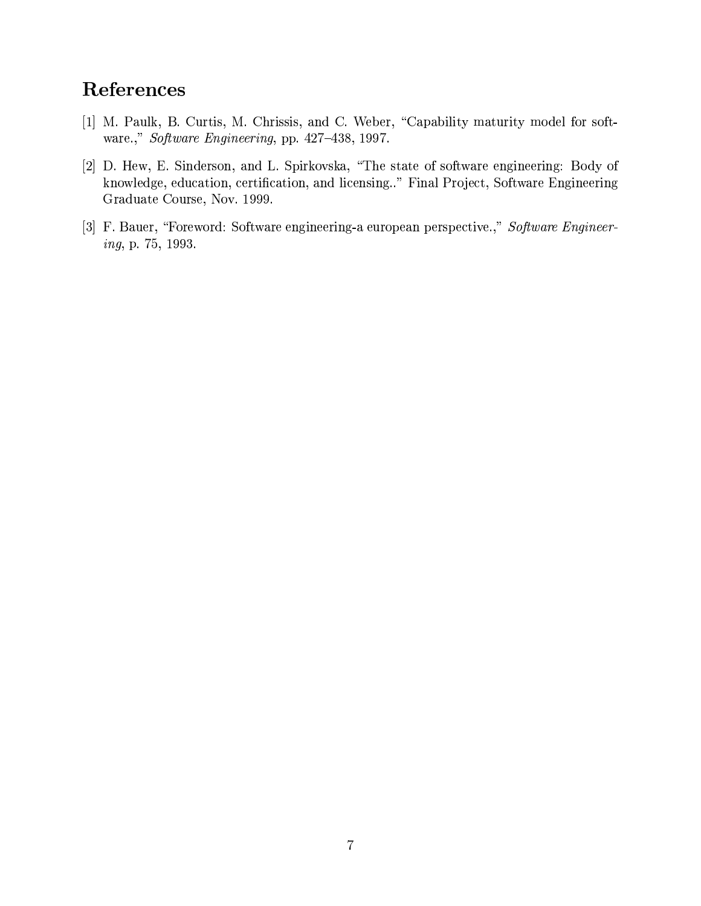# References

[1] M. Paulk, B. Curtis, M. Chrissis, and C. Weber, "Capability maturity model for software.," *Software Engineering*, pp. 427–438, 1997.

[2] D. Hew, E. Sinderson, and L. Spirkovska, "The state of software engineering: Body of knowledge, education, certification, and licensing.." Final Project, Software Engineering Graduate Course, Nov. 1999.

[3] F. Bauer, "Foreword: Software engineering-a european perspective.," *Software Engineering*, p. 75, 1993.